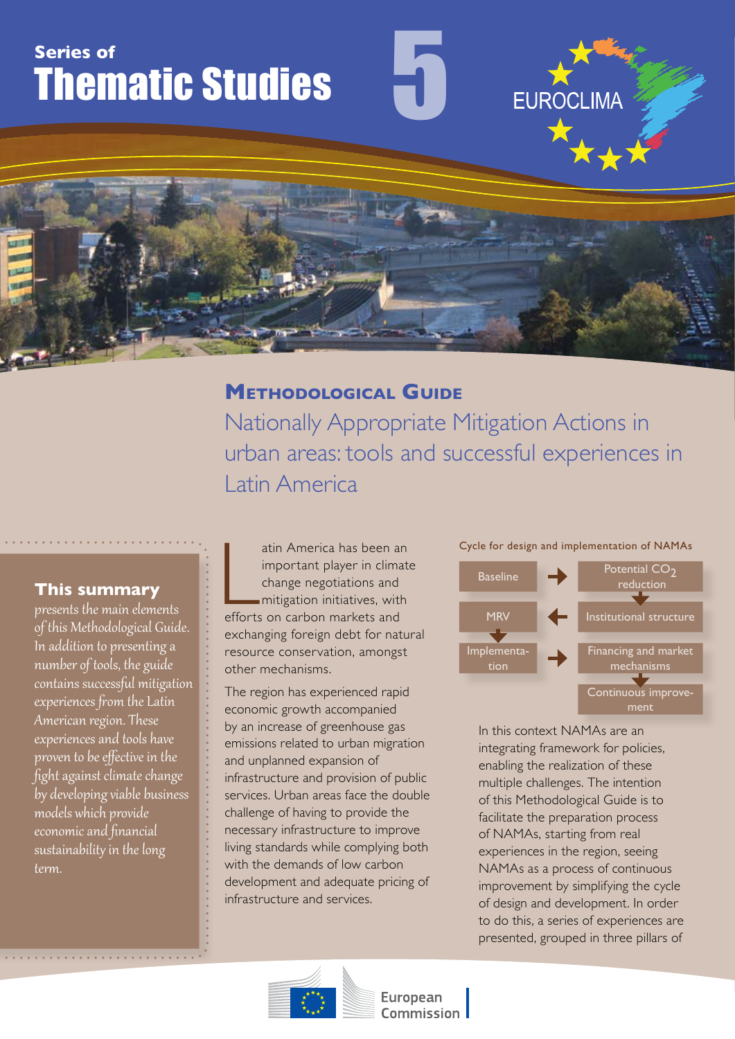Series of

# Thematic Studies 5

EUROCLIMA

## Methodological Guide

# Nationally Appropriate Mitigation Actions in urban areas: tools and successful experiences in Latin America

### This summary

*presents the main elements of this Methodological Guide. In addition to presenting a number of tools, the guide contains successful mitigation experiences from the Latin American region. These experiences and tools have proven to be effective in the fight against climate change by developing viable business models which provide economic and financial sustainability in the long term.*

Latin America has been an important player in climate change negotiations and mitigation initiatives, with efforts on carbon markets and exchanging foreign debt for natural resource conservation, amongst other mechanisms.

The region has experienced rapid economic growth accompanied by an increase of greenhouse gas emissions related to urban migration and unplanned expansion of infrastructure and provision of public services. Urban areas face the double challenge of having to provide the necessary infrastructure to improve living standards while complying both with the demands of low carbon development and adequate pricing of infrastructure and services.

Cycle for design and implementation of NAMAs

- Baseline → Potential $CO_2$ reduction
- Potential $CO_2$ reduction ↓ Institutional structure
- Institutional structure → MRV
- MRV ↓ Implementation
- Implementation → Financing and market mechanisms
- Financing and market mechanisms ↓ Continuous improvement

In this context NAMAs are an integrating framework for policies, enabling the realization of these multiple challenges. The intention of this Methodological Guide is to facilitate the preparation process of NAMAs, starting from real experiences in the region, seeing NAMAs as a process of continuous improvement by simplifying the cycle of design and development. In order to do this, a series of experiences are presented, grouped in three pillars of

European Commission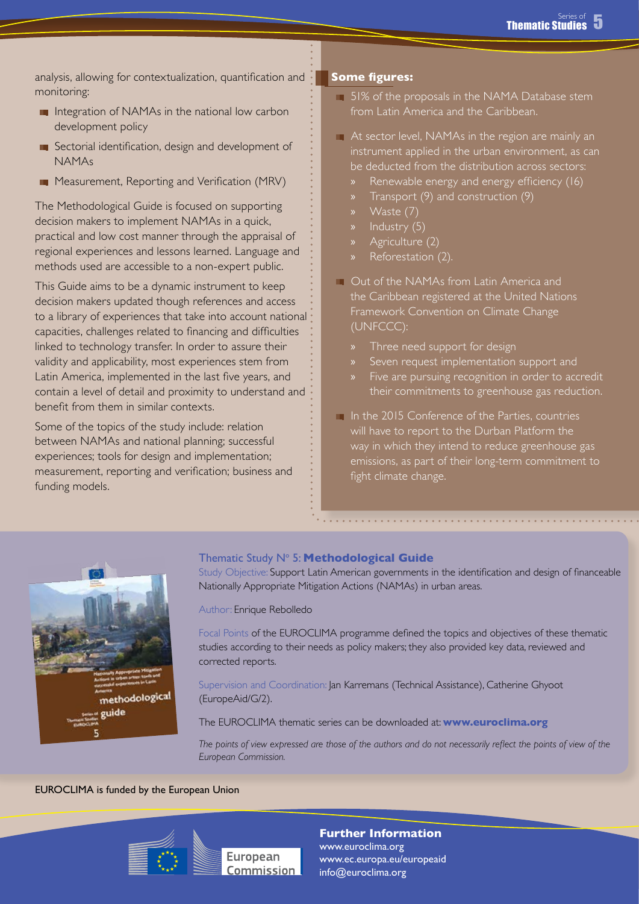analysis, allowing for contextualization, quantification and monitoring:

- Integration of NAMAs in the national low carbon development policy
- Sectorial identification, design and development of NAMAs
- Measurement, Reporting and Verification (MRV)

The Methodological Guide is focused on supporting decision makers to implement NAMAs in a quick, practical and low cost manner through the appraisal of regional experiences and lessons learned. Language and methods used are accessible to a non-expert public.

This Guide aims to be a dynamic instrument to keep decision makers updated though references and access to a library of experiences that take into account national capacities, challenges related to financing and difficulties linked to technology transfer. In order to assure their validity and applicability, most experiences stem from Latin America, implemented in the last five years, and contain a level of detail and proximity to understand and benefit from them in similar contexts.

Some of the topics of the study include: relation between NAMAs and national planning; successful experiences; tools for design and implementation; measurement, reporting and verification; business and funding models.

## Some figures:

- 51% of the proposals in the NAMA Database stem from Latin America and the Caribbean.
- At sector level, NAMAs in the region are mainly an instrument applied in the urban environment, as can be deducted from the distribution across sectors:
  - Renewable energy and energy efficiency (16)
  - Transport (9) and construction (9)
  - Waste (7)
  - Industry (5)
  - Agriculture (2)
  - Reforestation (2).
- Out of the NAMAs from Latin America and the Caribbean registered at the United Nations Framework Convention on Climate Change (UNFCCC):
  - Three need support for design
  - Seven request implementation support and
  - Five are pursuing recognition in order to accredit their commitments to greenhouse gas reduction.
- In the 2015 Conference of the Parties, countries will have to report to the Durban Platform the way in which they intend to reduce greenhouse gas emissions, as part of their long-term commitment to fight climate change.

Thematic Study N° 5: **Methodological Guide**

Study Objective: Support Latin American governments in the identification and design of financeable Nationally Appropriate Mitigation Actions (NAMAs) in urban areas.

Author: Enrique Rebolledo

Focal Points of the EUROCLIMA programme defined the topics and objectives of these thematic studies according to their needs as policy makers; they also provided key data, reviewed and corrected reports.

Supervision and Coordination: Jan Karremans (Technical Assistance), Catherine Ghyoot (EuropeAid/G/2).

The EUROCLIMA thematic series can be downloaded at: **www.euroclima.org**

*The points of view expressed are those of the authors and do not necessarily reflect the points of view of the European Commission.*

EUROCLIMA is funded by the European Union

European Commission

**Further Information**

www.euroclima.org
www.ec.europa.eu/europeaid
info@euroclima.org